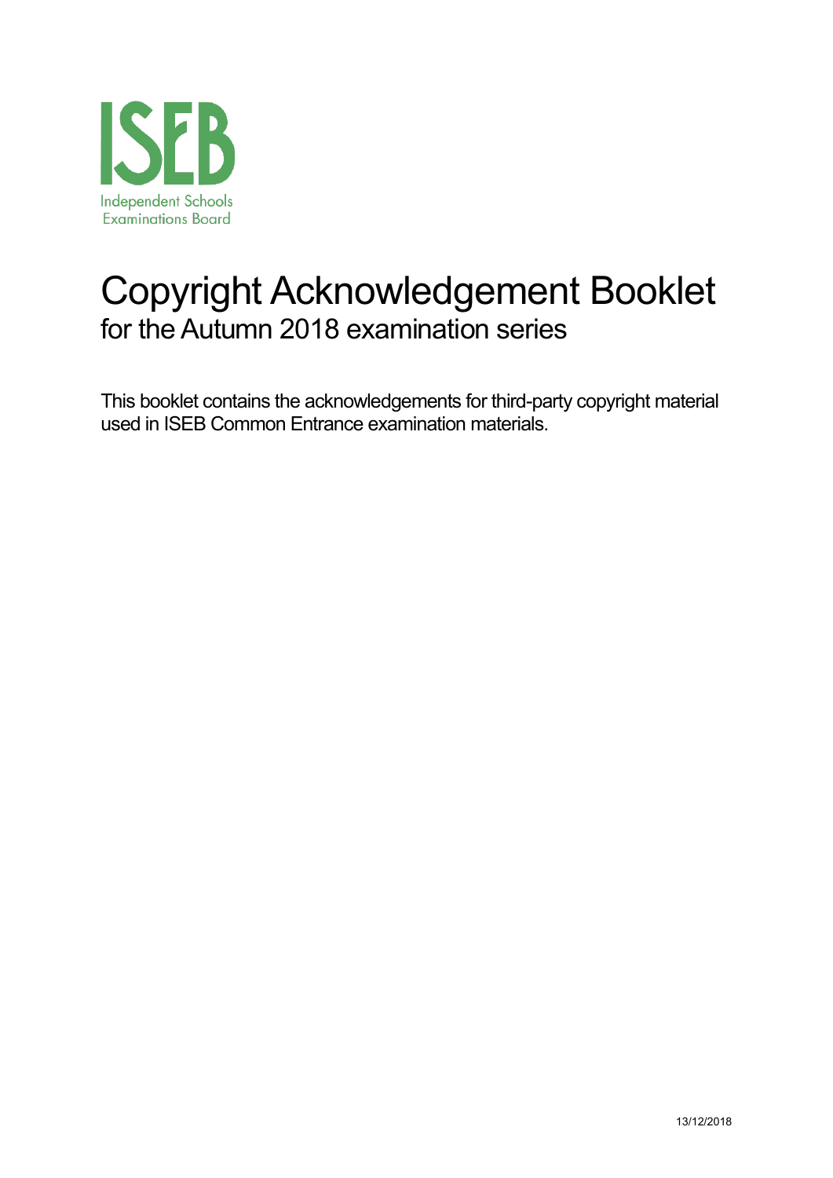ISEB

Independent Schools Examinations Board

# Copyright Acknowledgement Booklet

## for the Autumn 2018 examination series

This booklet contains the acknowledgements for third-party copyright material used in ISEB Common Entrance examination materials.

13/12/2018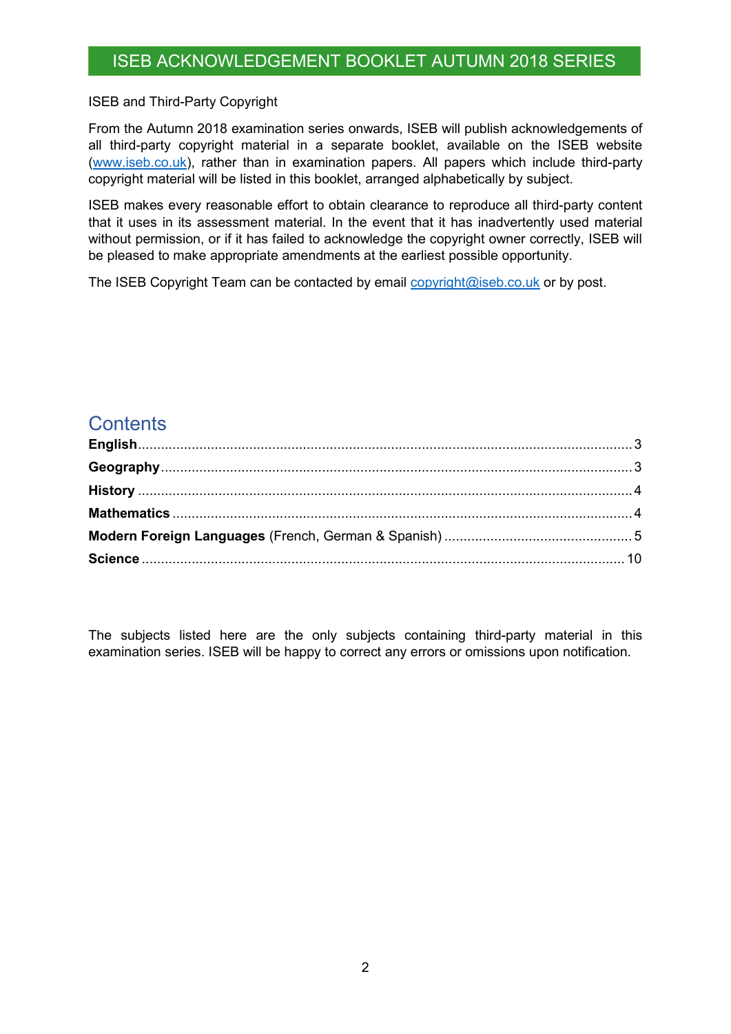# ISEB ACKNOWLEDGEMENT BOOKLET AUTUMN 2018 SERIES

ISEB and Third-Party Copyright

From the Autumn 2018 examination series onwards, ISEB will publish acknowledgements of all third-party copyright material in a separate booklet, available on the ISEB website ([www.iseb.co.uk](http://www.iseb.co.uk)), rather than in examination papers. All papers which include third-party copyright material will be listed in this booklet, arranged alphabetically by subject.

ISEB makes every reasonable effort to obtain clearance to reproduce all third-party content that it uses in its assessment material. In the event that it has inadvertently used material without permission, or if it has failed to acknowledge the copyright owner correctly, ISEB will be pleased to make appropriate amendments at the earliest possible opportunity.

The ISEB Copyright Team can be contacted by email [copyright@iseb.co.uk](mailto:copyright@iseb.co.uk) or by post.

## Contents

**English** .......... 3
**Geography** .......... 3
**History** .......... 4
**Mathematics** .......... 4
**Modern Foreign Languages** (French, German & Spanish) .......... 5
**Science** .......... 10

The subjects listed here are the only subjects containing third-party material in this examination series. ISEB will be happy to correct any errors or omissions upon notification.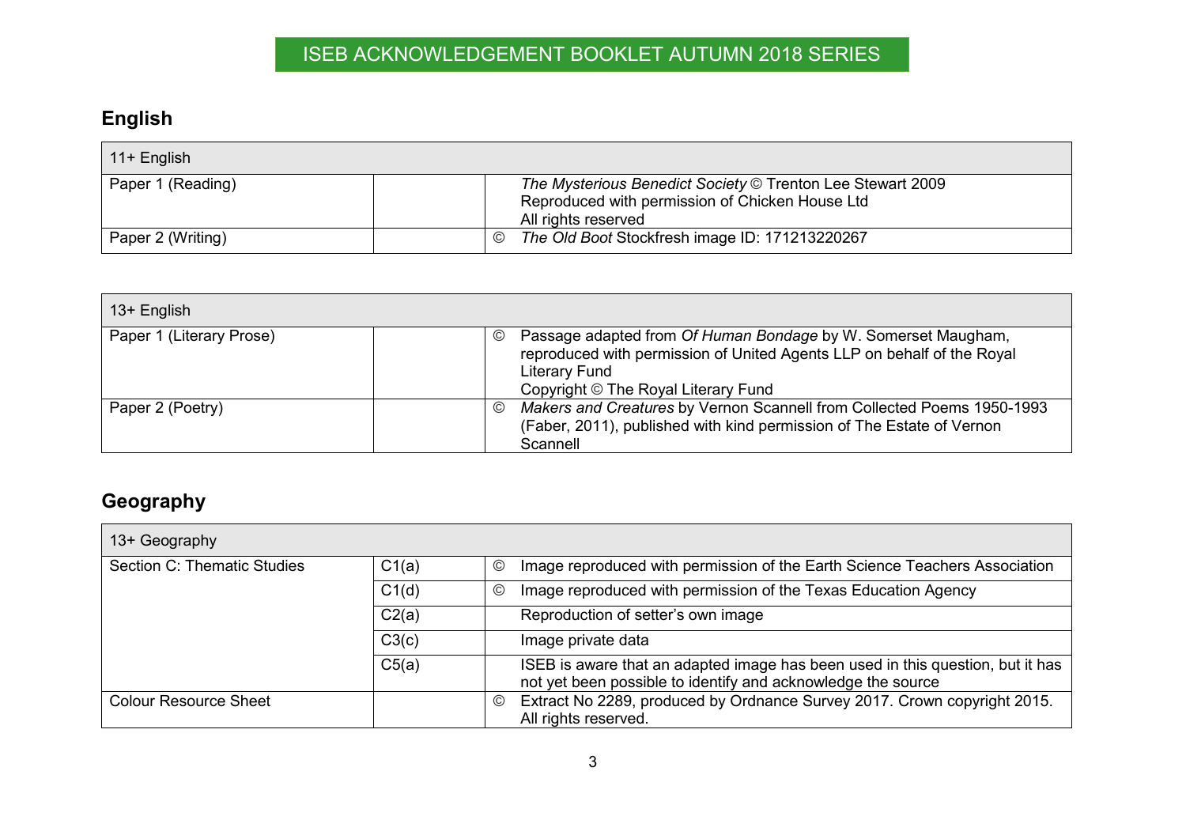ISEB ACKNOWLEDGEMENT BOOKLET AUTUMN 2018 SERIES

## English

| 11+ English | | |
|---|---|---|
| Paper 1 (Reading) | | *The Mysterious Benedict Society* © Trenton Lee Stewart 2009<br>Reproduced with permission of Chicken House Ltd<br>All rights reserved |
| Paper 2 (Writing) | | © *The Old Boot* Stockfresh image ID: 171213220267 |

| 13+ English | | |
|---|---|---|
| Paper 1 (Literary Prose) | | © Passage adapted from *Of Human Bondage* by W. Somerset Maugham, reproduced with permission of United Agents LLP on behalf of the Royal Literary Fund<br>Copyright © The Royal Literary Fund |
| Paper 2 (Poetry) | | © *Makers and Creatures* by Vernon Scannell from Collected Poems 1950-1993 (Faber, 2011), published with kind permission of The Estate of Vernon Scannell |

## Geography

| 13+ Geography | | |
|---|---|---|
| Section C: Thematic Studies | C1(a) | © Image reproduced with permission of the Earth Science Teachers Association |
| | C1(d) | © Image reproduced with permission of the Texas Education Agency |
| | C2(a) | Reproduction of setter's own image |
| | C3(c) | Image private data |
| | C5(a) | ISEB is aware that an adapted image has been used in this question, but it has not yet been possible to identify and acknowledge the source |
| Colour Resource Sheet | | © Extract No 2289, produced by Ordnance Survey 2017. Crown copyright 2015. All rights reserved. |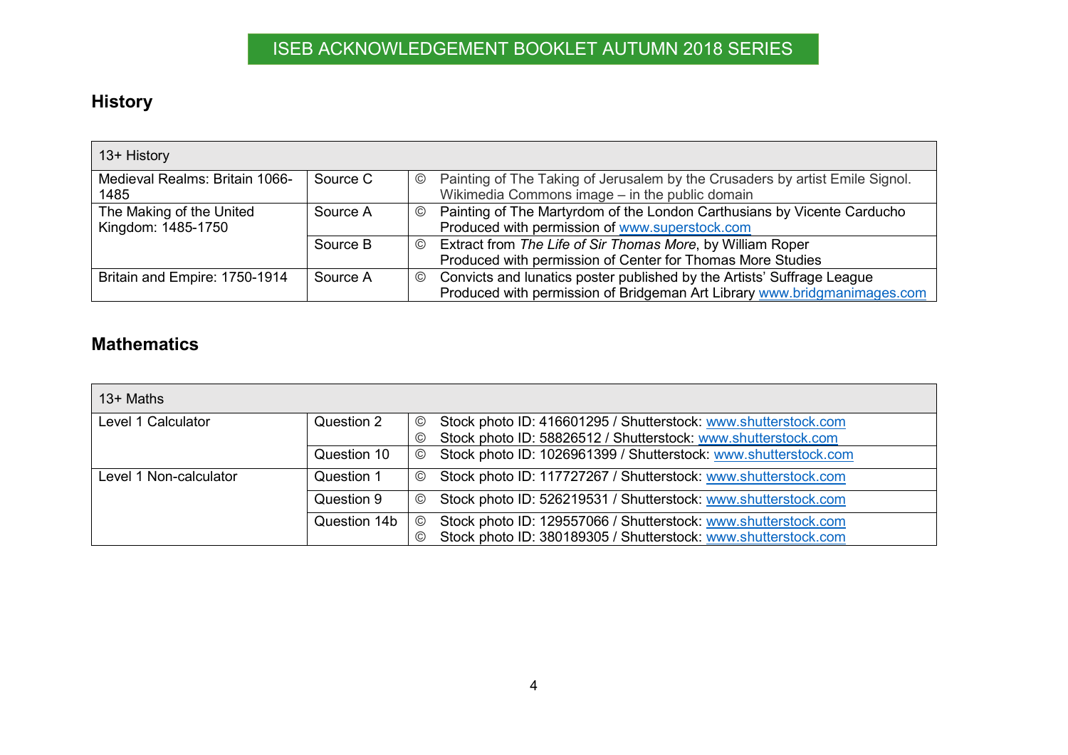ISEB ACKNOWLEDGEMENT BOOKLET AUTUMN 2018 SERIES

## History

| 13+ History | | | |
|---|---|---|---|
| Medieval Realms: Britain 1066-1485 | Source C | © | Painting of The Taking of Jerusalem by the Crusaders by artist Emile Signol. Wikimedia Commons image – in the public domain |
| The Making of the United Kingdom: 1485-1750 | Source A | © | Painting of The Martyrdom of the London Carthusians by Vicente Carducho Produced with permission of www.superstock.com |
| | Source B | © | Extract from *The Life of Sir Thomas More*, by William Roper Produced with permission of Center for Thomas More Studies |
| Britain and Empire: 1750-1914 | Source A | © | Convicts and lunatics poster published by the Artists' Suffrage League Produced with permission of Bridgeman Art Library www.bridgmanimages.com |

## Mathematics

| 13+ Maths | | | |
|---|---|---|---|
| Level 1 Calculator | Question 2 | © | Stock photo ID: 416601295 / Shutterstock: www.shutterstock.com |
| | | © | Stock photo ID: 58826512 / Shutterstock: www.shutterstock.com |
| | Question 10 | © | Stock photo ID: 1026961399 / Shutterstock: www.shutterstock.com |
| Level 1 Non-calculator | Question 1 | © | Stock photo ID: 117727267 / Shutterstock: www.shutterstock.com |
| | Question 9 | © | Stock photo ID: 526219531 / Shutterstock: www.shutterstock.com |
| | Question 14b | © | Stock photo ID: 129557066 / Shutterstock: www.shutterstock.com |
| | | © | Stock photo ID: 380189305 / Shutterstock: www.shutterstock.com |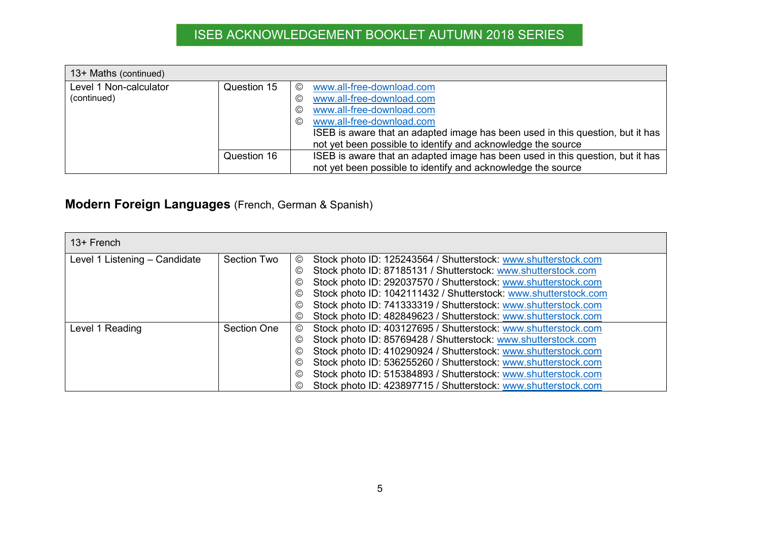| 13+ Maths (continued) | | |
|---|---|---|
| Level 1 Non-calculator (continued) | Question 15 | © www.all-free-download.com<br>© www.all-free-download.com<br>© www.all-free-download.com<br>© www.all-free-download.com<br>ISEB is aware that an adapted image has been used in this question, but it has not yet been possible to identify and acknowledge the source |
| | Question 16 | ISEB is aware that an adapted image has been used in this question, but it has not yet been possible to identify and acknowledge the source |

## **Modern Foreign Languages** (French, German & Spanish)

| 13+ French | | |
|---|---|---|
| Level 1 Listening – Candidate | Section Two | © Stock photo ID: 125243564 / Shutterstock: www.shutterstock.com<br>© Stock photo ID: 87185131 / Shutterstock: www.shutterstock.com<br>© Stock photo ID: 292037570 / Shutterstock: www.shutterstock.com<br>© Stock photo ID: 1042111432 / Shutterstock: www.shutterstock.com<br>© Stock photo ID: 741333319 / Shutterstock: www.shutterstock.com<br>© Stock photo ID: 482849623 / Shutterstock: www.shutterstock.com |
| Level 1 Reading | Section One | © Stock photo ID: 403127695 / Shutterstock: www.shutterstock.com<br>© Stock photo ID: 85769428 / Shutterstock: www.shutterstock.com<br>© Stock photo ID: 410290924 / Shutterstock: www.shutterstock.com<br>© Stock photo ID: 536255260 / Shutterstock: www.shutterstock.com<br>© Stock photo ID: 515384893 / Shutterstock: www.shutterstock.com<br>© Stock photo ID: 423897715 / Shutterstock: www.shutterstock.com |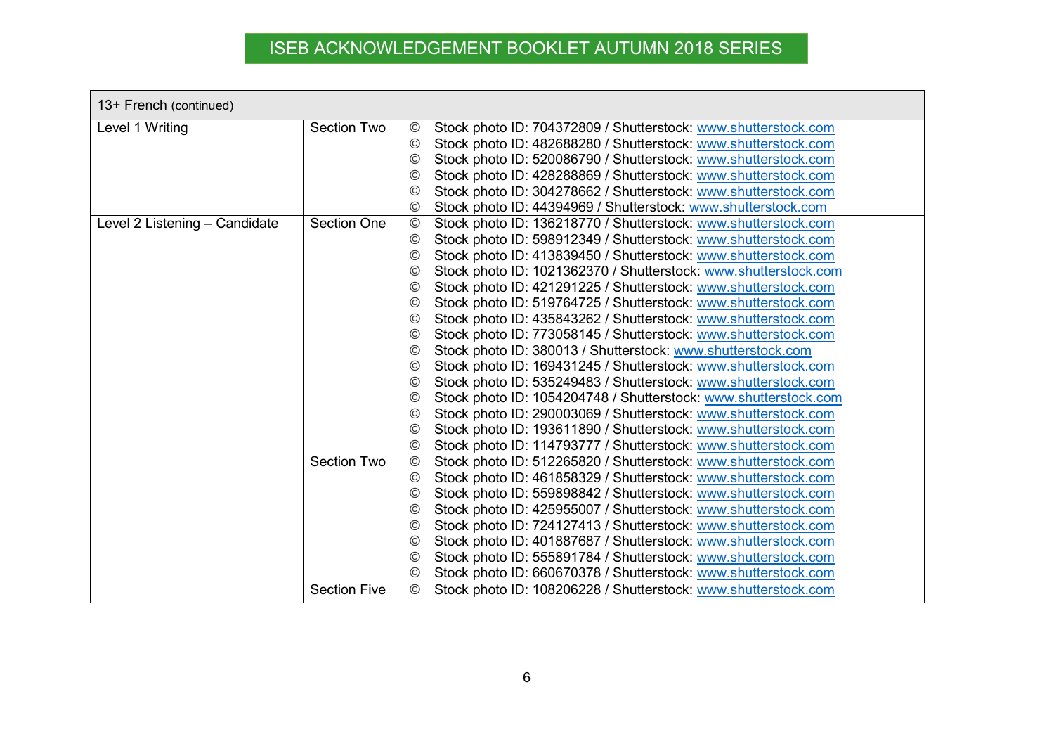# ISEB ACKNOWLEDGEMENT BOOKLET AUTUMN 2018 SERIES

| 13+ French (continued) | | |
|---|---|---|
| Level 1 Writing | Section Two | © Stock photo ID: 704372809 / Shutterstock: www.shutterstock.com<br>© Stock photo ID: 482688280 / Shutterstock: www.shutterstock.com<br>© Stock photo ID: 520086790 / Shutterstock: www.shutterstock.com<br>© Stock photo ID: 428288869 / Shutterstock: www.shutterstock.com<br>© Stock photo ID: 304278662 / Shutterstock: www.shutterstock.com<br>© Stock photo ID: 44394969 / Shutterstock: www.shutterstock.com |
| Level 2 Listening – Candidate | Section One | © Stock photo ID: 136218770 / Shutterstock: www.shutterstock.com<br>© Stock photo ID: 598912349 / Shutterstock: www.shutterstock.com<br>© Stock photo ID: 413839450 / Shutterstock: www.shutterstock.com<br>© Stock photo ID: 1021362370 / Shutterstock: www.shutterstock.com<br>© Stock photo ID: 421291225 / Shutterstock: www.shutterstock.com<br>© Stock photo ID: 519764725 / Shutterstock: www.shutterstock.com<br>© Stock photo ID: 435843262 / Shutterstock: www.shutterstock.com<br>© Stock photo ID: 773058145 / Shutterstock: www.shutterstock.com<br>© Stock photo ID: 380013 / Shutterstock: www.shutterstock.com<br>© Stock photo ID: 169431245 / Shutterstock: www.shutterstock.com<br>© Stock photo ID: 535249483 / Shutterstock: www.shutterstock.com<br>© Stock photo ID: 1054204748 / Shutterstock: www.shutterstock.com<br>© Stock photo ID: 290003069 / Shutterstock: www.shutterstock.com<br>© Stock photo ID: 193611890 / Shutterstock: www.shutterstock.com<br>© Stock photo ID: 114793777 / Shutterstock: www.shutterstock.com |
| | Section Two | © Stock photo ID: 512265820 / Shutterstock: www.shutterstock.com<br>© Stock photo ID: 461858329 / Shutterstock: www.shutterstock.com<br>© Stock photo ID: 559898842 / Shutterstock: www.shutterstock.com<br>© Stock photo ID: 425955007 / Shutterstock: www.shutterstock.com<br>© Stock photo ID: 724127413 / Shutterstock: www.shutterstock.com<br>© Stock photo ID: 401887687 / Shutterstock: www.shutterstock.com<br>© Stock photo ID: 555891784 / Shutterstock: www.shutterstock.com<br>© Stock photo ID: 660670378 / Shutterstock: www.shutterstock.com |
| | Section Five | © Stock photo ID: 108206228 / Shutterstock: www.shutterstock.com |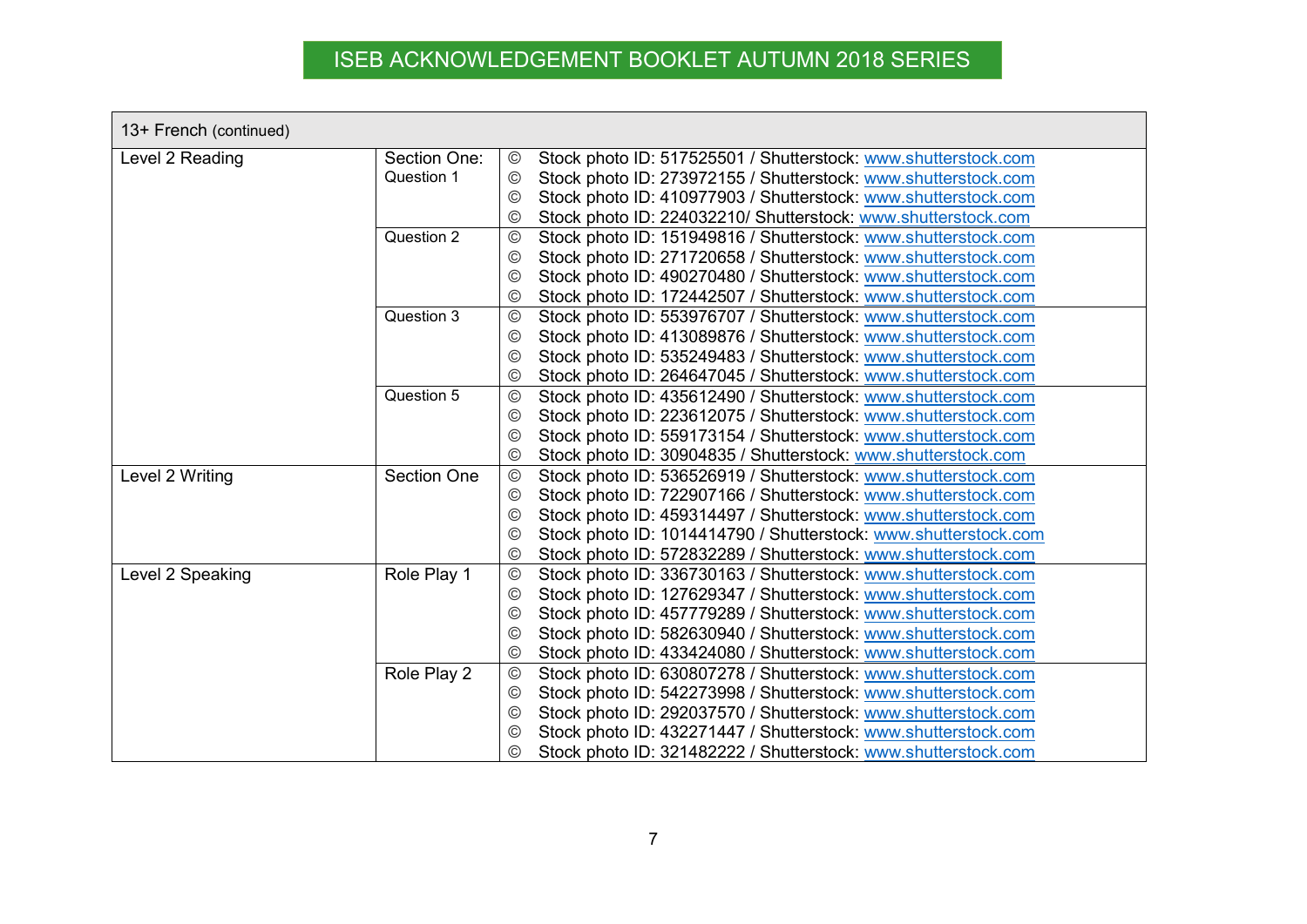# ISEB ACKNOWLEDGEMENT BOOKLET AUTUMN 2018 SERIES

| 13+ French (continued) | | |
|---|---|---|
| Level 2 Reading | Section One: Question 1 | © Stock photo ID: 517525501 / Shutterstock: www.shutterstock.com<br>© Stock photo ID: 273972155 / Shutterstock: www.shutterstock.com<br>© Stock photo ID: 410977903 / Shutterstock: www.shutterstock.com<br>© Stock photo ID: 224032210/ Shutterstock: www.shutterstock.com |
| | Question 2 | © Stock photo ID: 151949816 / Shutterstock: www.shutterstock.com<br>© Stock photo ID: 271720658 / Shutterstock: www.shutterstock.com<br>© Stock photo ID: 490270480 / Shutterstock: www.shutterstock.com<br>© Stock photo ID: 172442507 / Shutterstock: www.shutterstock.com |
| | Question 3 | © Stock photo ID: 553976707 / Shutterstock: www.shutterstock.com<br>© Stock photo ID: 413089876 / Shutterstock: www.shutterstock.com<br>© Stock photo ID: 535249483 / Shutterstock: www.shutterstock.com<br>© Stock photo ID: 264647045 / Shutterstock: www.shutterstock.com |
| | Question 5 | © Stock photo ID: 435612490 / Shutterstock: www.shutterstock.com<br>© Stock photo ID: 223612075 / Shutterstock: www.shutterstock.com<br>© Stock photo ID: 559173154 / Shutterstock: www.shutterstock.com<br>© Stock photo ID: 30904835 / Shutterstock: www.shutterstock.com |
| Level 2 Writing | Section One | © Stock photo ID: 536526919 / Shutterstock: www.shutterstock.com<br>© Stock photo ID: 722907166 / Shutterstock: www.shutterstock.com<br>© Stock photo ID: 459314497 / Shutterstock: www.shutterstock.com<br>© Stock photo ID: 1014414790 / Shutterstock: www.shutterstock.com<br>© Stock photo ID: 572832289 / Shutterstock: www.shutterstock.com |
| Level 2 Speaking | Role Play 1 | © Stock photo ID: 336730163 / Shutterstock: www.shutterstock.com<br>© Stock photo ID: 127629347 / Shutterstock: www.shutterstock.com<br>© Stock photo ID: 457779289 / Shutterstock: www.shutterstock.com<br>© Stock photo ID: 582630940 / Shutterstock: www.shutterstock.com<br>© Stock photo ID: 433424080 / Shutterstock: www.shutterstock.com |
| | Role Play 2 | © Stock photo ID: 630807278 / Shutterstock: www.shutterstock.com<br>© Stock photo ID: 542273998 / Shutterstock: www.shutterstock.com<br>© Stock photo ID: 292037570 / Shutterstock: www.shutterstock.com<br>© Stock photo ID: 432271447 / Shutterstock: www.shutterstock.com<br>© Stock photo ID: 321482222 / Shutterstock: www.shutterstock.com |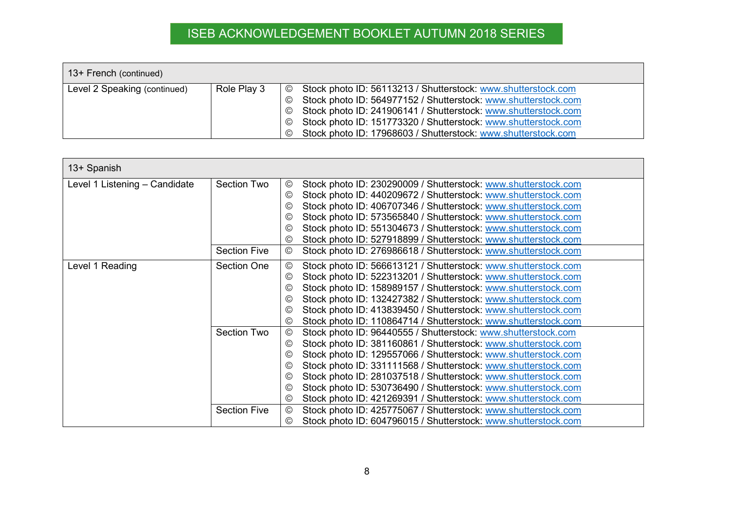# ISEB ACKNOWLEDGEMENT BOOKLET AUTUMN 2018 SERIES

| 13+ French (continued) | | |
|---|---|---|
| Level 2 Speaking (continued) | Role Play 3 | © Stock photo ID: 56113213 / Shutterstock: www.shutterstock.com<br>© Stock photo ID: 564977152 / Shutterstock: www.shutterstock.com<br>© Stock photo ID: 241906141 / Shutterstock: www.shutterstock.com<br>© Stock photo ID: 151773320 / Shutterstock: www.shutterstock.com<br>© Stock photo ID: 17968603 / Shutterstock: www.shutterstock.com |

| 13+ Spanish | | |
|---|---|---|
| Level 1 Listening – Candidate | Section Two | © Stock photo ID: 230290009 / Shutterstock: www.shutterstock.com<br>© Stock photo ID: 440209672 / Shutterstock: www.shutterstock.com<br>© Stock photo ID: 406707346 / Shutterstock: www.shutterstock.com<br>© Stock photo ID: 573565840 / Shutterstock: www.shutterstock.com<br>© Stock photo ID: 551304673 / Shutterstock: www.shutterstock.com<br>© Stock photo ID: 527918899 / Shutterstock: www.shutterstock.com |
| | Section Five | © Stock photo ID: 276986618 / Shutterstock: www.shutterstock.com |
| Level 1 Reading | Section One | © Stock photo ID: 566613121 / Shutterstock: www.shutterstock.com<br>© Stock photo ID: 522313201 / Shutterstock: www.shutterstock.com<br>© Stock photo ID: 158989157 / Shutterstock: www.shutterstock.com<br>© Stock photo ID: 132427382 / Shutterstock: www.shutterstock.com<br>© Stock photo ID: 413839450 / Shutterstock: www.shutterstock.com<br>© Stock photo ID: 110864714 / Shutterstock: www.shutterstock.com |
| | Section Two | © Stock photo ID: 96440555 / Shutterstock: www.shutterstock.com<br>© Stock photo ID: 381160861 / Shutterstock: www.shutterstock.com<br>© Stock photo ID: 129557066 / Shutterstock: www.shutterstock.com<br>© Stock photo ID: 331111568 / Shutterstock: www.shutterstock.com<br>© Stock photo ID: 281037518 / Shutterstock: www.shutterstock.com<br>© Stock photo ID: 530736490 / Shutterstock: www.shutterstock.com<br>© Stock photo ID: 421269391 / Shutterstock: www.shutterstock.com |
| | Section Five | © Stock photo ID: 425775067 / Shutterstock: www.shutterstock.com<br>© Stock photo ID: 604796015 / Shutterstock: www.shutterstock.com |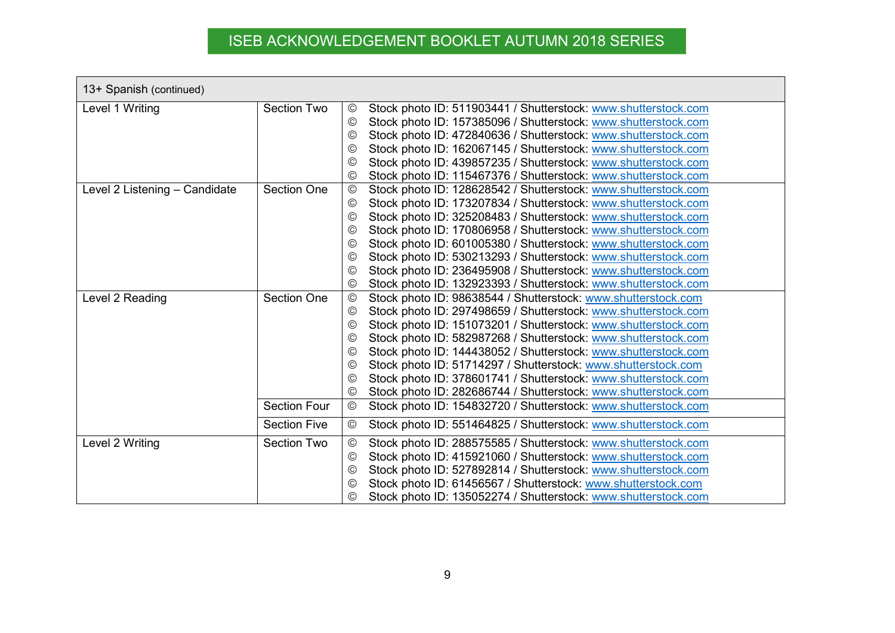# ISEB ACKNOWLEDGEMENT BOOKLET AUTUMN 2018 SERIES

| 13+ Spanish (continued) | | |
|---|---|---|
| Level 1 Writing | Section Two | © Stock photo ID: 511903441 / Shutterstock: www.shutterstock.com<br>© Stock photo ID: 157385096 / Shutterstock: www.shutterstock.com<br>© Stock photo ID: 472840636 / Shutterstock: www.shutterstock.com<br>© Stock photo ID: 162067145 / Shutterstock: www.shutterstock.com<br>© Stock photo ID: 439857235 / Shutterstock: www.shutterstock.com<br>© Stock photo ID: 115467376 / Shutterstock: www.shutterstock.com |
| Level 2 Listening – Candidate | Section One | © Stock photo ID: 128628542 / Shutterstock: www.shutterstock.com<br>© Stock photo ID: 173207834 / Shutterstock: www.shutterstock.com<br>© Stock photo ID: 325208483 / Shutterstock: www.shutterstock.com<br>© Stock photo ID: 170806958 / Shutterstock: www.shutterstock.com<br>© Stock photo ID: 601005380 / Shutterstock: www.shutterstock.com<br>© Stock photo ID: 530213293 / Shutterstock: www.shutterstock.com<br>© Stock photo ID: 236495908 / Shutterstock: www.shutterstock.com<br>© Stock photo ID: 132923393 / Shutterstock: www.shutterstock.com |
| Level 2 Reading | Section One | © Stock photo ID: 98638544 / Shutterstock: www.shutterstock.com<br>© Stock photo ID: 297498659 / Shutterstock: www.shutterstock.com<br>© Stock photo ID: 151073201 / Shutterstock: www.shutterstock.com<br>© Stock photo ID: 582987268 / Shutterstock: www.shutterstock.com<br>© Stock photo ID: 144438052 / Shutterstock: www.shutterstock.com<br>© Stock photo ID: 51714297 / Shutterstock: www.shutterstock.com<br>© Stock photo ID: 378601741 / Shutterstock: www.shutterstock.com<br>© Stock photo ID: 282686744 / Shutterstock: www.shutterstock.com |
| | Section Four | © Stock photo ID: 154832720 / Shutterstock: www.shutterstock.com |
| | Section Five | © Stock photo ID: 551464825 / Shutterstock: www.shutterstock.com |
| Level 2 Writing | Section Two | © Stock photo ID: 288575585 / Shutterstock: www.shutterstock.com<br>© Stock photo ID: 415921060 / Shutterstock: www.shutterstock.com<br>© Stock photo ID: 527892814 / Shutterstock: www.shutterstock.com<br>© Stock photo ID: 61456567 / Shutterstock: www.shutterstock.com<br>© Stock photo ID: 135052274 / Shutterstock: www.shutterstock.com |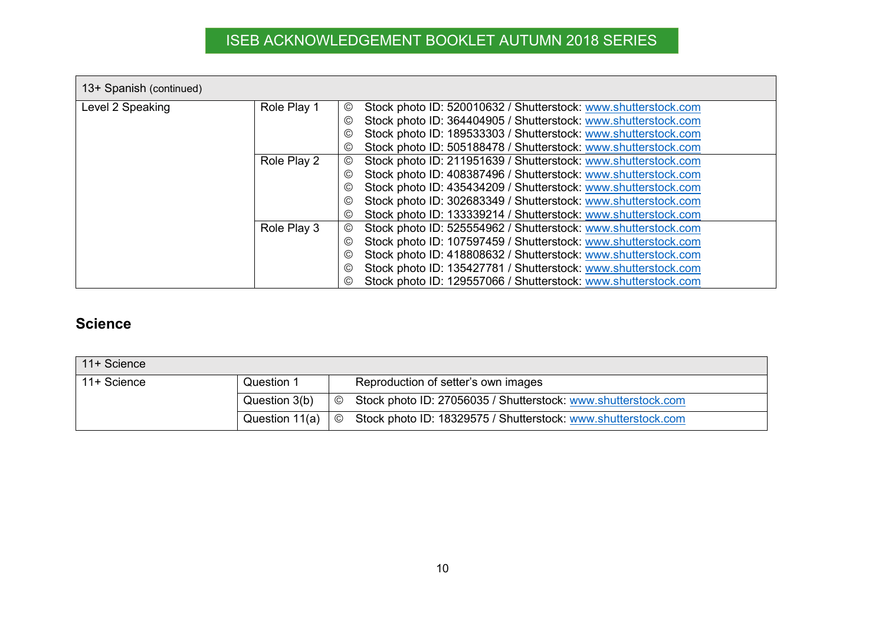| 13+ Spanish (continued) | | | |
|---|---|---|---|
| Level 2 Speaking | Role Play 1 | © | Stock photo ID: 520010632 / Shutterstock: www.shutterstock.com |
| | | © | Stock photo ID: 364404905 / Shutterstock: www.shutterstock.com |
| | | © | Stock photo ID: 189533303 / Shutterstock: www.shutterstock.com |
| | | © | Stock photo ID: 505188478 / Shutterstock: www.shutterstock.com |
| | Role Play 2 | © | Stock photo ID: 211951639 / Shutterstock: www.shutterstock.com |
| | | © | Stock photo ID: 408387496 / Shutterstock: www.shutterstock.com |
| | | © | Stock photo ID: 435434209 / Shutterstock: www.shutterstock.com |
| | | © | Stock photo ID: 302683349 / Shutterstock: www.shutterstock.com |
| | | © | Stock photo ID: 133339214 / Shutterstock: www.shutterstock.com |
| | Role Play 3 | © | Stock photo ID: 525554962 / Shutterstock: www.shutterstock.com |
| | | © | Stock photo ID: 107597459 / Shutterstock: www.shutterstock.com |
| | | © | Stock photo ID: 418808632 / Shutterstock: www.shutterstock.com |
| | | © | Stock photo ID: 135427781 / Shutterstock: www.shutterstock.com |
| | | © | Stock photo ID: 129557066 / Shutterstock: www.shutterstock.com |

## Science

| 11+ Science | | | |
|---|---|---|---|
| 11+ Science | Question 1 | | Reproduction of setter's own images |
| | Question 3(b) | © | Stock photo ID: 27056035 / Shutterstock: www.shutterstock.com |
| | Question 11(a) | © | Stock photo ID: 18329575 / Shutterstock: www.shutterstock.com |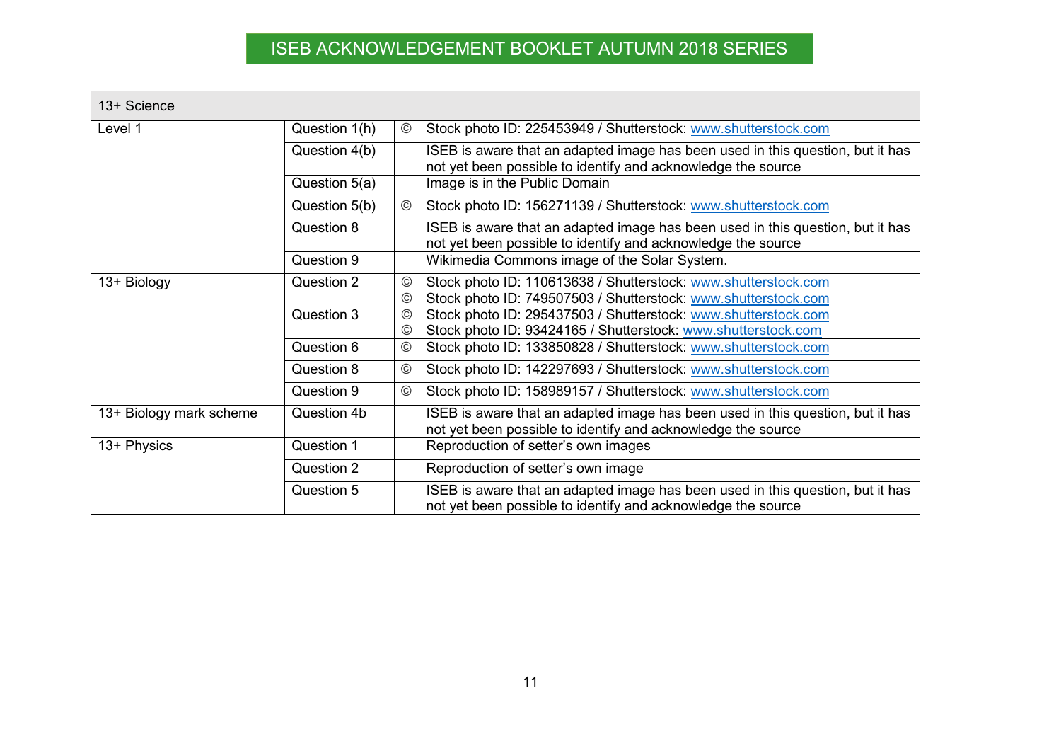# ISEB ACKNOWLEDGEMENT BOOKLET AUTUMN 2018 SERIES

| 13+ Science | | | |
|---|---|---|---|
| Level 1 | Question 1(h) | © | Stock photo ID: 225453949 / Shutterstock: www.shutterstock.com |
| | Question 4(b) | | ISEB is aware that an adapted image has been used in this question, but it has not yet been possible to identify and acknowledge the source |
| | Question 5(a) | | Image is in the Public Domain |
| | Question 5(b) | © | Stock photo ID: 156271139 / Shutterstock: www.shutterstock.com |
| | Question 8 | | ISEB is aware that an adapted image has been used in this question, but it has not yet been possible to identify and acknowledge the source |
| | Question 9 | | Wikimedia Commons image of the Solar System. |
| 13+ Biology | Question 2 | ©<br>© | Stock photo ID: 110613638 / Shutterstock: www.shutterstock.com<br>Stock photo ID: 749507503 / Shutterstock: www.shutterstock.com |
| | Question 3 | ©<br>© | Stock photo ID: 295437503 / Shutterstock: www.shutterstock.com<br>Stock photo ID: 93424165 / Shutterstock: www.shutterstock.com |
| | Question 6 | © | Stock photo ID: 133850828 / Shutterstock: www.shutterstock.com |
| | Question 8 | © | Stock photo ID: 142297693 / Shutterstock: www.shutterstock.com |
| | Question 9 | © | Stock photo ID: 158989157 / Shutterstock: www.shutterstock.com |
| 13+ Biology mark scheme | Question 4b | | ISEB is aware that an adapted image has been used in this question, but it has not yet been possible to identify and acknowledge the source |
| 13+ Physics | Question 1 | | Reproduction of setter's own images |
| | Question 2 | | Reproduction of setter's own image |
| | Question 5 | | ISEB is aware that an adapted image has been used in this question, but it has not yet been possible to identify and acknowledge the source |